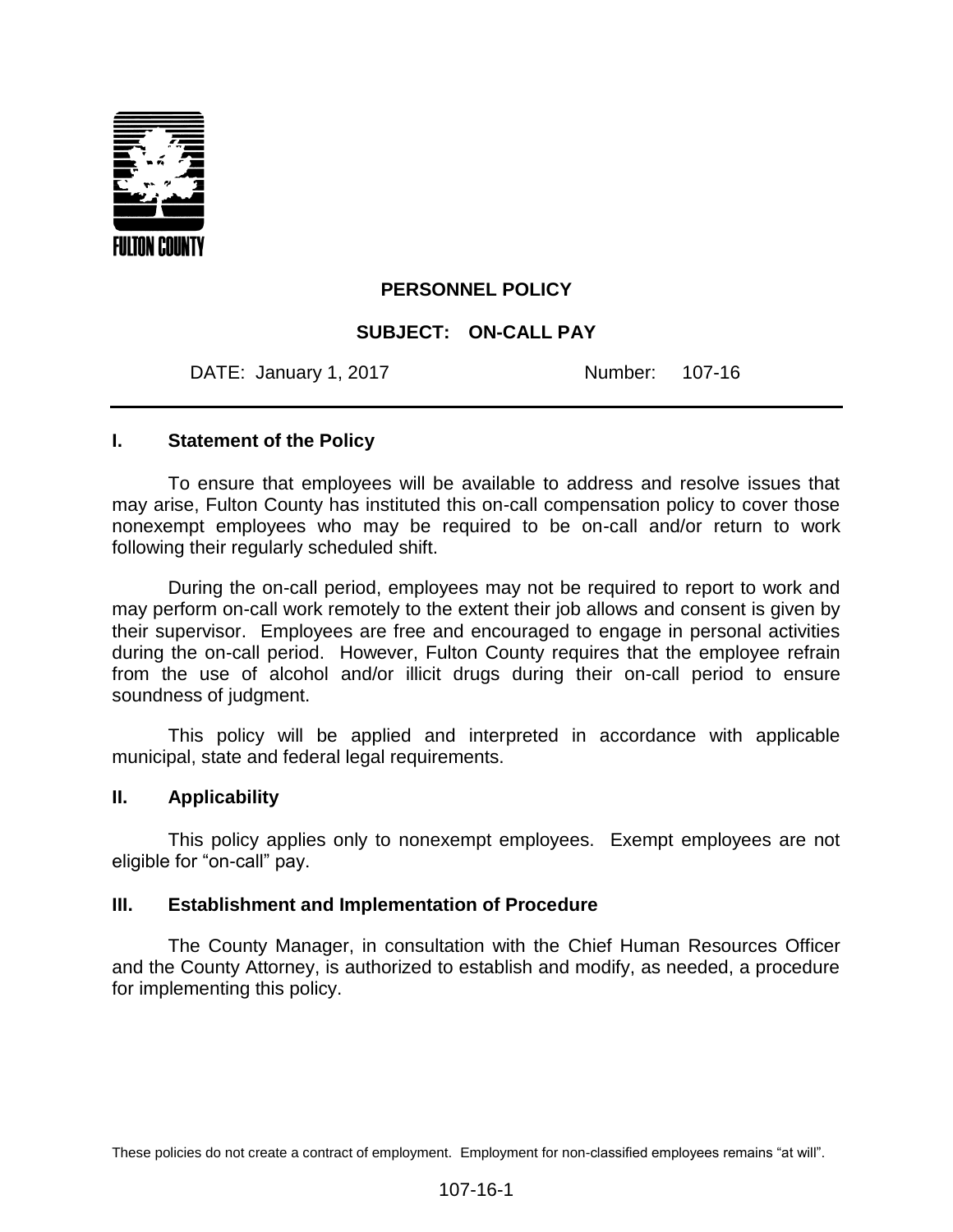FULTON COUNTY

# PERSONNEL POLICY

## SUBJECT: ON-CALL PAY

DATE: January 1, 2017 Number: 107-16

---

### I. Statement of the Policy

To ensure that employees will be available to address and resolve issues that may arise, Fulton County has instituted this on-call compensation policy to cover those nonexempt employees who may be required to be on-call and/or return to work following their regularly scheduled shift.

During the on-call period, employees may not be required to report to work and may perform on-call work remotely to the extent their job allows and consent is given by their supervisor. Employees are free and encouraged to engage in personal activities during the on-call period. However, Fulton County requires that the employee refrain from the use of alcohol and/or illicit drugs during their on-call period to ensure soundness of judgment.

This policy will be applied and interpreted in accordance with applicable municipal, state and federal legal requirements.

### II. Applicability

This policy applies only to nonexempt employees. Exempt employees are not eligible for "on-call" pay.

### III. Establishment and Implementation of Procedure

The County Manager, in consultation with the Chief Human Resources Officer and the County Attorney, is authorized to establish and modify, as needed, a procedure for implementing this policy.

These policies do not create a contract of employment. Employment for non-classified employees remains "at will".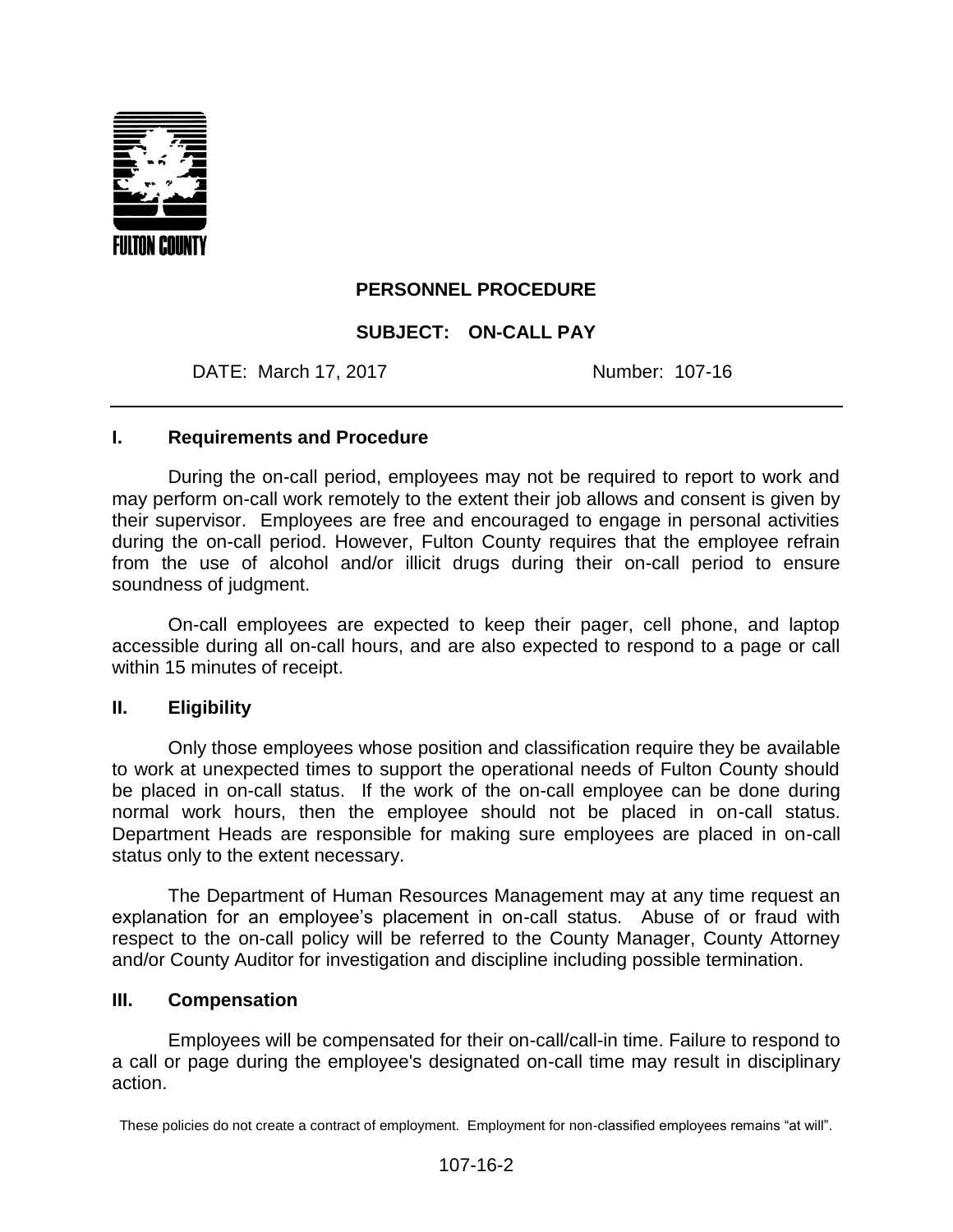FULTON COUNTY

**PERSONNEL PROCEDURE**

**SUBJECT: ON-CALL PAY**

DATE: March 17, 2017 Number: 107-16

---

## I. Requirements and Procedure

During the on-call period, employees may not be required to report to work and may perform on-call work remotely to the extent their job allows and consent is given by their supervisor. Employees are free and encouraged to engage in personal activities during the on-call period. However, Fulton County requires that the employee refrain from the use of alcohol and/or illicit drugs during their on-call period to ensure soundness of judgment.

On-call employees are expected to keep their pager, cell phone, and laptop accessible during all on-call hours, and are also expected to respond to a page or call within 15 minutes of receipt.

## II. Eligibility

Only those employees whose position and classification require they be available to work at unexpected times to support the operational needs of Fulton County should be placed in on-call status. If the work of the on-call employee can be done during normal work hours, then the employee should not be placed in on-call status. Department Heads are responsible for making sure employees are placed in on-call status only to the extent necessary.

The Department of Human Resources Management may at any time request an explanation for an employee's placement in on-call status. Abuse of or fraud with respect to the on-call policy will be referred to the County Manager, County Attorney and/or County Auditor for investigation and discipline including possible termination.

## III. Compensation

Employees will be compensated for their on-call/call-in time. Failure to respond to a call or page during the employee's designated on-call time may result in disciplinary action.

These policies do not create a contract of employment. Employment for non-classified employees remains "at will".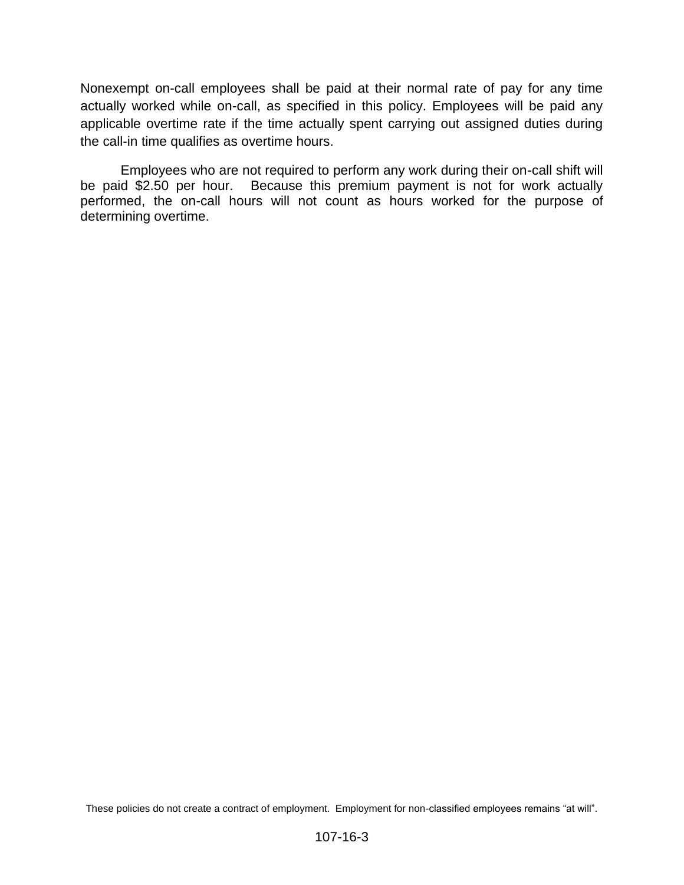Nonexempt on-call employees shall be paid at their normal rate of pay for any time actually worked while on-call, as specified in this policy. Employees will be paid any applicable overtime rate if the time actually spent carrying out assigned duties during the call-in time qualifies as overtime hours.

Employees who are not required to perform any work during their on-call shift will be paid $2.50 per hour. Because this premium payment is not for work actually performed, the on-call hours will not count as hours worked for the purpose of determining overtime.